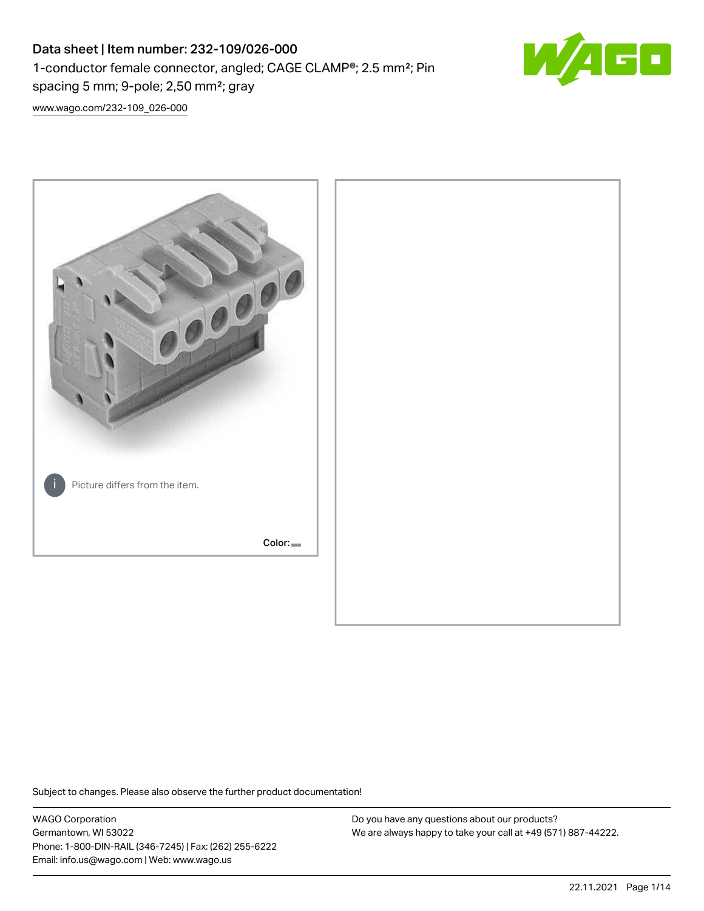# Data sheet | Item number: 232-109/026-000

1-conductor female connector, angled; CAGE CLAMP®; 2.5 mm²; Pin spacing 5 mm; 9-pole; 2,50 mm²; gray

www.wago.com/232-109_026-000

Picture differs from the item.

Color:

Subject to changes. Please also observe the further product documentation!

WAGO Corporation
Germantown, WI 53022
Phone: 1-800-DIN-RAIL (346-7245) | Fax: (262) 255-6222
Email: info.us@wago.com | Web: www.wago.us

Do you have any questions about our products?
We are always happy to take your call at +49 (571) 887-44222.

22.11.2021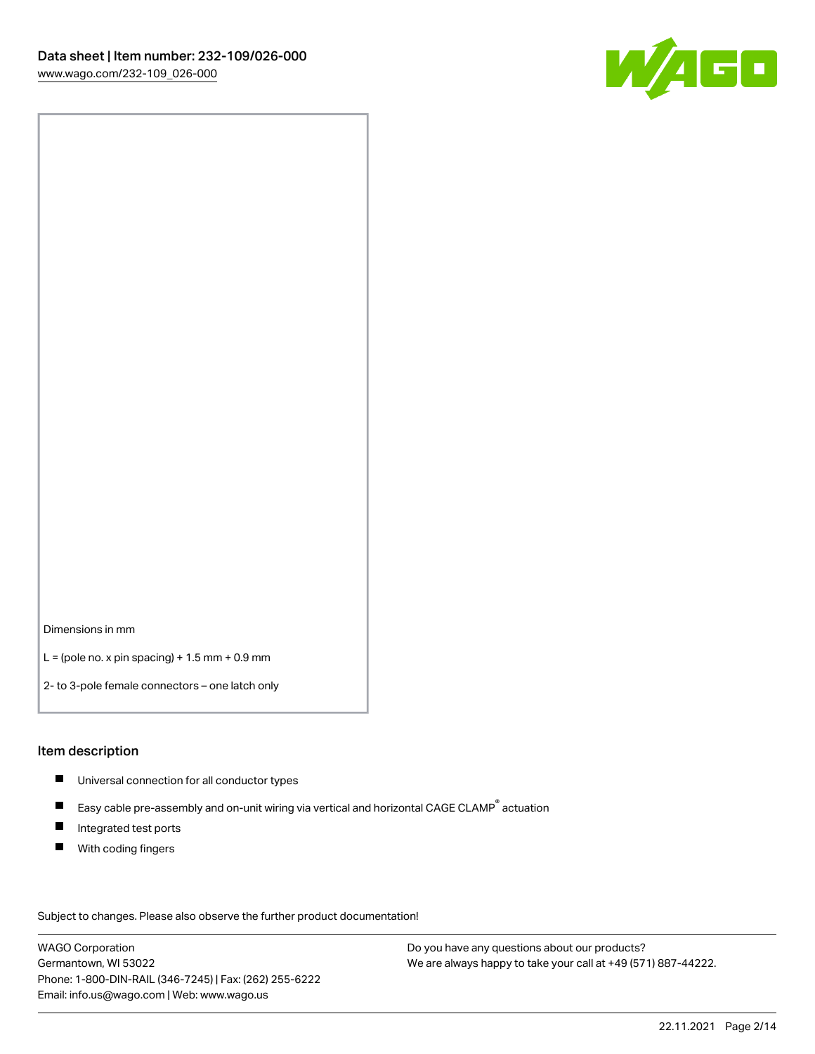Dimensions in mm

L = (pole no. x pin spacing) + 1.5 mm + 0.9 mm

2- to 3-pole female connectors – one latch only

## Item description

- Universal connection for all conductor types
- Easy cable pre-assembly and on-unit wiring via vertical and horizontal CAGE CLAMP® actuation
- Integrated test ports
- With coding fingers

Subject to changes. Please also observe the further product documentation!

WAGO Corporation
Germantown, WI 53022
Phone: 1-800-DIN-RAIL (346-7245) | Fax: (262) 255-6222
Email: info.us@wago.com | Web: www.wago.us

Do you have any questions about our products?
We are always happy to take your call at +49 (571) 887-44222.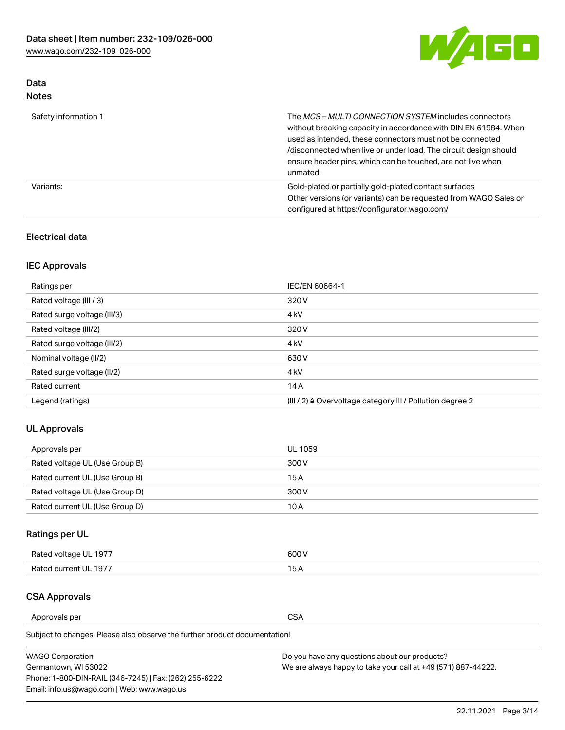## Data
### Notes

| | |
|---|---|
| Safety information 1 | The *MCS – MULTI CONNECTION SYSTEM* includes connectors without breaking capacity in accordance with DIN EN 61984. When used as intended, these connectors must not be connected /disconnected when live or under load. The circuit design should ensure header pins, which can be touched, are not live when unmated. |
| Variants: | Gold-plated or partially gold-plated contact surfaces<br>Other versions (or variants) can be requested from WAGO Sales or configured at https://configurator.wago.com/ |

### Electrical data

### IEC Approvals

| | |
|---|---|
| Ratings per | IEC/EN 60664-1 |
| Rated voltage (III / 3) | 320 V |
| Rated surge voltage (III/3) | 4 kV |
| Rated voltage (III/2) | 320 V |
| Rated surge voltage (III/2) | 4 kV |
| Nominal voltage (II/2) | 630 V |
| Rated surge voltage (II/2) | 4 kV |
| Rated current | 14 A |
| Legend (ratings) | (III / 2) ≙ Overvoltage category III / Pollution degree 2 |

### UL Approvals

| | |
|---|---|
| Approvals per | UL 1059 |
| Rated voltage UL (Use Group B) | 300 V |
| Rated current UL (Use Group B) | 15 A |
| Rated voltage UL (Use Group D) | 300 V |
| Rated current UL (Use Group D) | 10 A |

### Ratings per UL

| | |
|---|---|
| Rated voltage UL 1977 | 600 V |
| Rated current UL 1977 | 15 A |

### CSA Approvals

| | |
|---|---|
| Approvals per | CSA |

Subject to changes. Please also observe the further product documentation!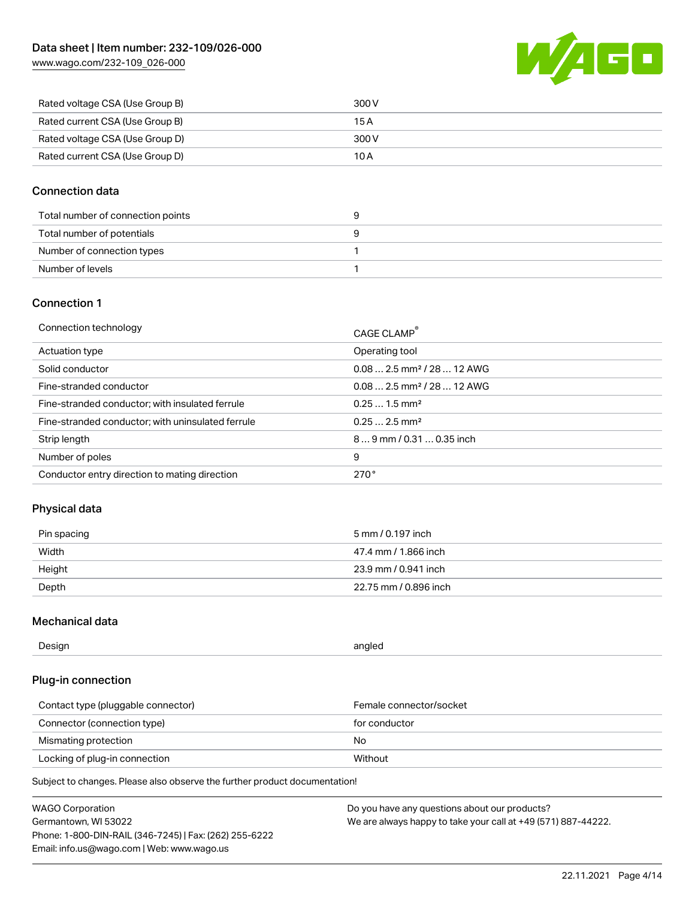| | |
|---|---|
| Rated voltage CSA (Use Group B) | 300 V |
| Rated current CSA (Use Group B) | 15 A |
| Rated voltage CSA (Use Group D) | 300 V |
| Rated current CSA (Use Group D) | 10 A |

## Connection data

| | |
|---|---|
| Total number of connection points | 9 |
| Total number of potentials | 9 |
| Number of connection types | 1 |
| Number of levels | 1 |

## Connection 1

| | |
|---|---|
| Connection technology | CAGE CLAMP® |
| Actuation type | Operating tool |
| Solid conductor | 0.08 … 2.5 mm² / 28 … 12 AWG |
| Fine-stranded conductor | 0.08 … 2.5 mm² / 28 … 12 AWG |
| Fine-stranded conductor; with insulated ferrule | 0.25 … 1.5 mm² |
| Fine-stranded conductor; with uninsulated ferrule | 0.25 … 2.5 mm² |
| Strip length | 8 … 9 mm / 0.31 … 0.35 inch |
| Number of poles | 9 |
| Conductor entry direction to mating direction | 270° |

## Physical data

| | |
|---|---|
| Pin spacing | 5 mm / 0.197 inch |
| Width | 47.4 mm / 1.866 inch |
| Height | 23.9 mm / 0.941 inch |
| Depth | 22.75 mm / 0.896 inch |

## Mechanical data

| | |
|---|---|
| Design | angled |

## Plug-in connection

| | |
|---|---|
| Contact type (pluggable connector) | Female connector/socket |
| Connector (connection type) | for conductor |
| Mismating protection | No |
| Locking of plug-in connection | Without |

Subject to changes. Please also observe the further product documentation!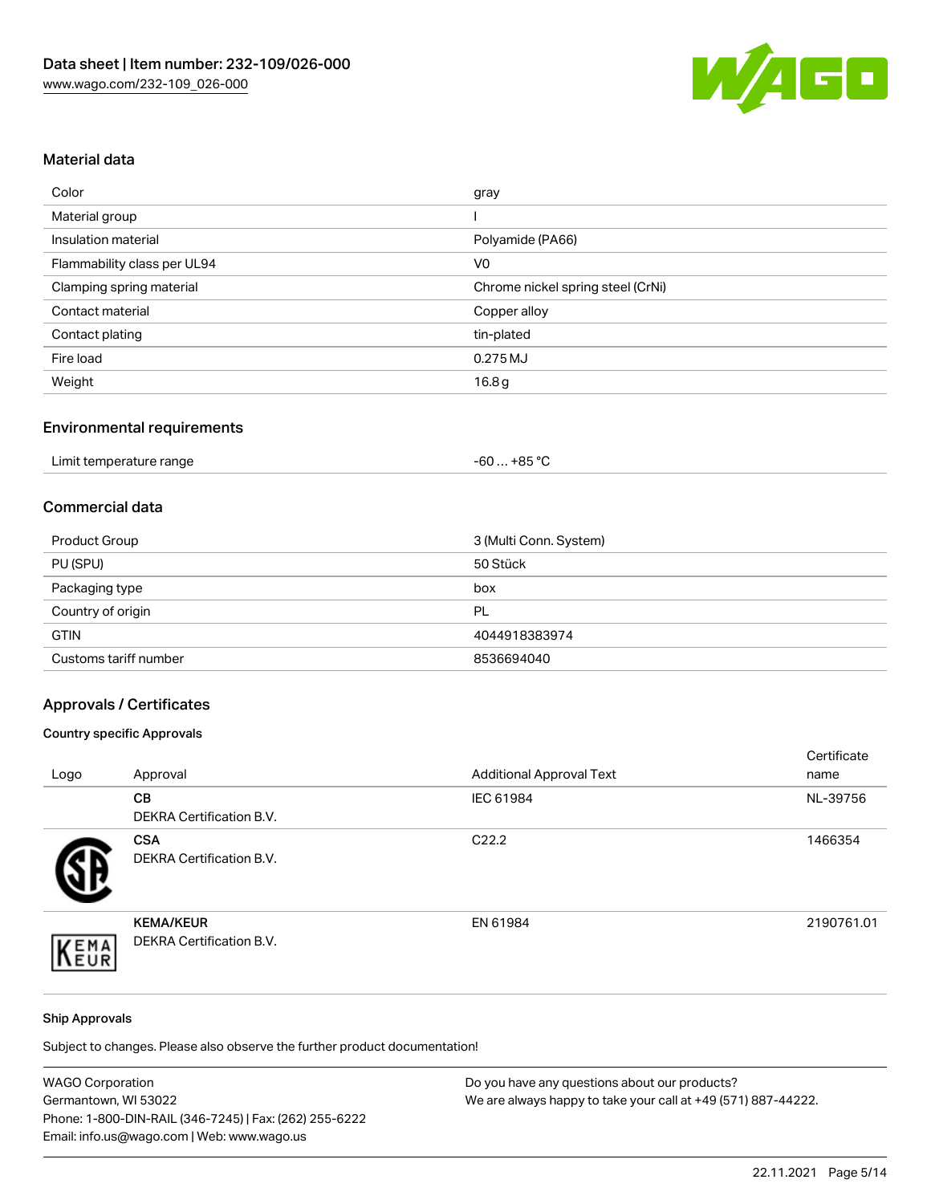## Material data

| Color | gray |
| --- | --- |
| Material group | I |
| Insulation material | Polyamide (PA66) |
| Flammability class per UL94 | V0 |
| Clamping spring material | Chrome nickel spring steel (CrNi) |
| Contact material | Copper alloy |
| Contact plating | tin-plated |
| Fire load | 0.275 MJ |
| Weight | 16.8 g |

## Environmental requirements

| Limit temperature range | -60 … +85 °C |
| --- | --- |

## Commercial data

| Product Group | 3 (Multi Conn. System) |
| --- | --- |
| PU (SPU) | 50 Stück |
| Packaging type | box |
| Country of origin | PL |
| GTIN | 4044918383974 |
| Customs tariff number | 8536694040 |

## Approvals / Certificates

### Country specific Approvals

| Logo | Approval | Additional Approval Text | Certificate name |
| --- | --- | --- | --- |
| | **CB** DEKRA Certification B.V. | IEC 61984 | NL-39756 |
| | **CSA** DEKRA Certification B.V. | C22.2 | 1466354 |
| | **KEMA/KEUR** DEKRA Certification B.V. | EN 61984 | 2190761.01 |

### Ship Approvals

Subject to changes. Please also observe the further product documentation!

WAGO Corporation
Germantown, WI 53022
Phone: 1-800-DIN-RAIL (346-7245) | Fax: (262) 255-6222
Email: info.us@wago.com | Web: www.wago.us

Do you have any questions about our products?
We are always happy to take your call at +49 (571) 887-44222.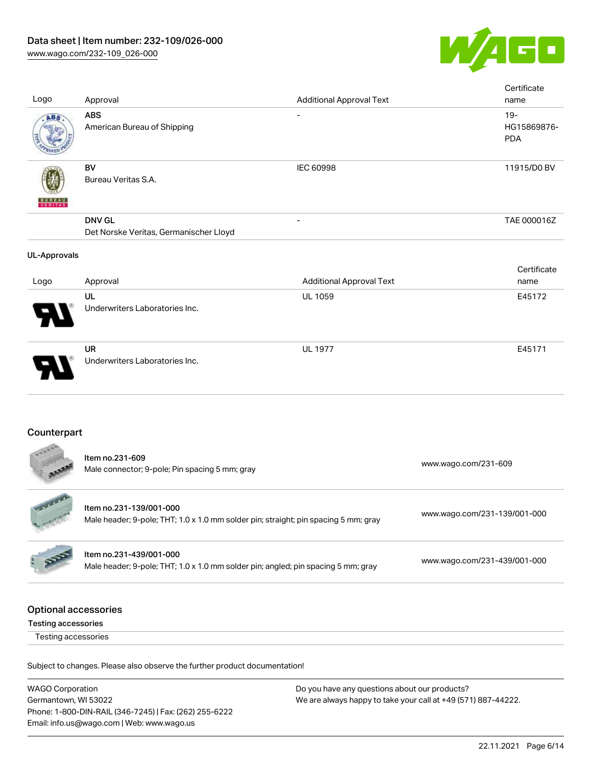| Logo | Approval | Additional Approval Text | Certificate name |
| --- | --- | --- | --- |
| | **ABS**<br>American Bureau of Shipping | - | 19-HG15869876-PDA |
| | **BV**<br>Bureau Veritas S.A. | IEC 60998 | 11915/D0 BV |
| | **DNV GL**<br>Det Norske Veritas, Germanischer Lloyd | - | TAE 000016Z |

**UL-Approvals**

| Logo | Approval | Additional Approval Text | Certificate name |
| --- | --- | --- | --- |
| | **UL**<br>Underwriters Laboratories Inc. | UL 1059 | E45172 |
| | **UR**<br>Underwriters Laboratories Inc. | UL 1977 | E45171 |

## Counterpart

| | Item | Link |
| --- | --- | --- |
| | Item no.231-609<br>Male connector; 9-pole; Pin spacing 5 mm; gray | www.wago.com/231-609 |
| | Item no.231-139/001-000<br>Male header; 9-pole; THT; 1.0 x 1.0 mm solder pin; straight; pin spacing 5 mm; gray | www.wago.com/231-139/001-000 |
| | Item no.231-439/001-000<br>Male header; 9-pole; THT; 1.0 x 1.0 mm solder pin; angled; pin spacing 5 mm; gray | www.wago.com/231-439/001-000 |

## Optional accessories

**Testing accessories**

Testing accessories

Subject to changes. Please also observe the further product documentation!

WAGO Corporation
Germantown, WI 53022
Phone: 1-800-DIN-RAIL (346-7245) | Fax: (262) 255-6222
Email: info.us@wago.com | Web: www.wago.us

Do you have any questions about our products?
We are always happy to take your call at +49 (571) 887-44222.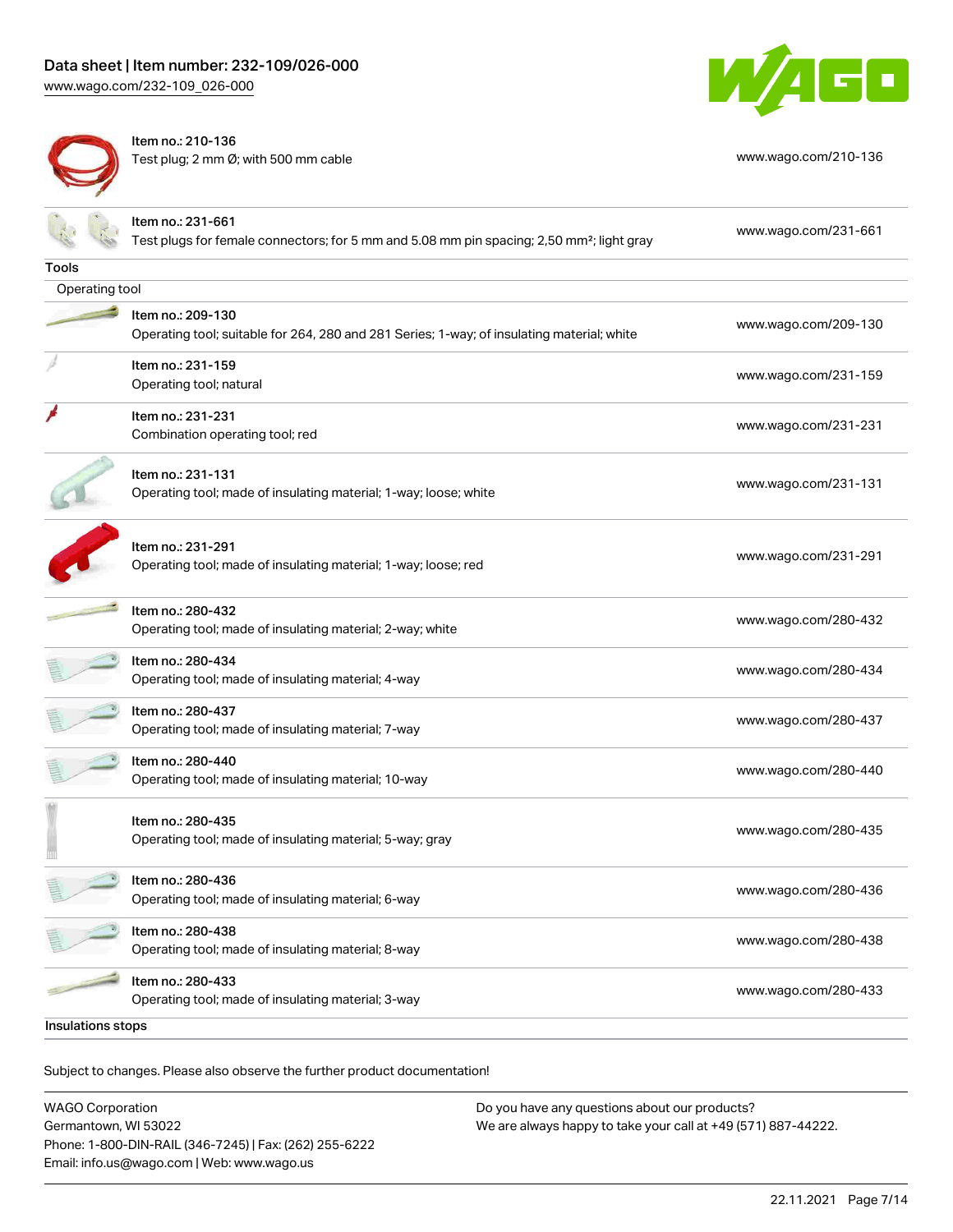| | | |
|---|---|---|
| | Item no.: 210-136<br>Test plug; 2 mm Ø; with 500 mm cable | www.wago.com/210-136 |
| | Item no.: 231-661<br>Test plugs for female connectors; for 5 mm and 5.08 mm pin spacing; 2,50 mm²; light gray | www.wago.com/231-661 |

**Tools**

Operating tool

| | | |
|---|---|---|
| | Item no.: 209-130<br>Operating tool; suitable for 264, 280 and 281 Series; 1-way; of insulating material; white | www.wago.com/209-130 |
| | Item no.: 231-159<br>Operating tool; natural | www.wago.com/231-159 |
| | Item no.: 231-231<br>Combination operating tool; red | www.wago.com/231-231 |
| | Item no.: 231-131<br>Operating tool; made of insulating material; 1-way; loose; white | www.wago.com/231-131 |
| | Item no.: 231-291<br>Operating tool; made of insulating material; 1-way; loose; red | www.wago.com/231-291 |
| | Item no.: 280-432<br>Operating tool; made of insulating material; 2-way; white | www.wago.com/280-432 |
| | Item no.: 280-434<br>Operating tool; made of insulating material; 4-way | www.wago.com/280-434 |
| | Item no.: 280-437<br>Operating tool; made of insulating material; 7-way | www.wago.com/280-437 |
| | Item no.: 280-440<br>Operating tool; made of insulating material; 10-way | www.wago.com/280-440 |
| | Item no.: 280-435<br>Operating tool; made of insulating material; 5-way; gray | www.wago.com/280-435 |
| | Item no.: 280-436<br>Operating tool; made of insulating material; 6-way | www.wago.com/280-436 |
| | Item no.: 280-438<br>Operating tool; made of insulating material; 8-way | www.wago.com/280-438 |
| | Item no.: 280-433<br>Operating tool; made of insulating material; 3-way | www.wago.com/280-433 |

**Insulations stops**

Subject to changes. Please also observe the further product documentation!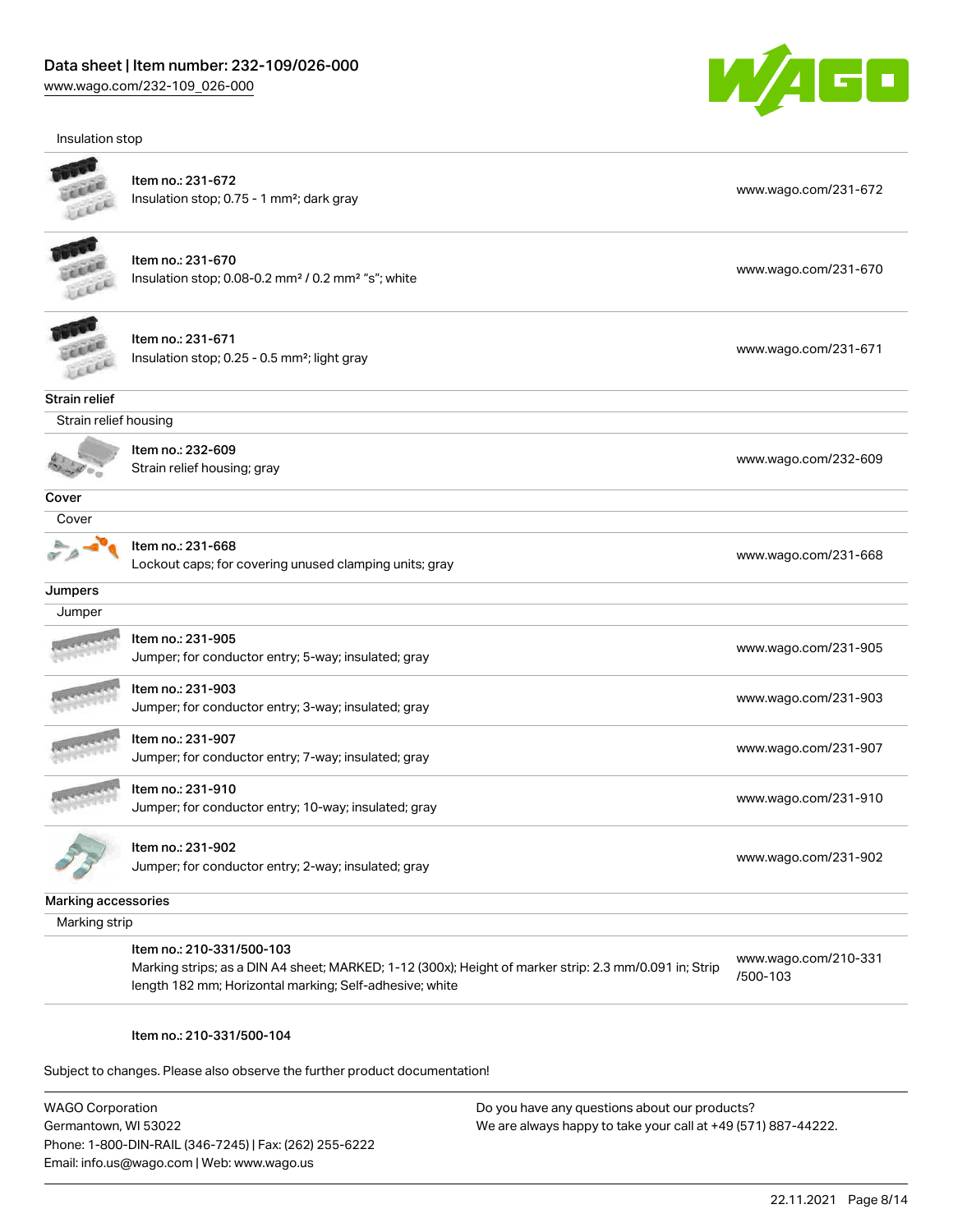Insulation stop

| | | |
|---|---|---|
| Item no.: 231-672<br>Insulation stop; 0.75 - 1 mm²; dark gray | | www.wago.com/231-672 |
| Item no.: 231-670<br>Insulation stop; 0.08-0.2 mm² / 0.2 mm² "s"; white | | www.wago.com/231-670 |
| Item no.: 231-671<br>Insulation stop; 0.25 - 0.5 mm²; light gray | | www.wago.com/231-671 |

## Strain relief

Strain relief housing

| | |
|---|---|
| Item no.: 232-609<br>Strain relief housing; gray | www.wago.com/232-609 |

## Cover

Cover

| | |
|---|---|
| Item no.: 231-668<br>Lockout caps; for covering unused clamping units; gray | www.wago.com/231-668 |

## Jumpers

Jumper

| | |
|---|---|
| Item no.: 231-905<br>Jumper; for conductor entry; 5-way; insulated; gray | www.wago.com/231-905 |
| Item no.: 231-903<br>Jumper; for conductor entry; 3-way; insulated; gray | www.wago.com/231-903 |
| Item no.: 231-907<br>Jumper; for conductor entry; 7-way; insulated; gray | www.wago.com/231-907 |
| Item no.: 231-910<br>Jumper; for conductor entry; 10-way; insulated; gray | www.wago.com/231-910 |
| Item no.: 231-902<br>Jumper; for conductor entry; 2-way; insulated; gray | www.wago.com/231-902 |

## Marking accessories

Marking strip

| | |
|---|---|
| Item no.: 210-331/500-103<br>Marking strips; as a DIN A4 sheet; MARKED; 1-12 (300x); Height of marker strip: 2.3 mm/0.091 in; Strip length 182 mm; Horizontal marking; Self-adhesive; white | www.wago.com/210-331/500-103 |

Item no.: 210-331/500-104

Subject to changes. Please also observe the further product documentation!

WAGO Corporation
Germantown, WI 53022
Phone: 1-800-DIN-RAIL (346-7245) | Fax: (262) 255-6222
Email: info.us@wago.com | Web: www.wago.us

Do you have any questions about our products?
We are always happy to take your call at +49 (571) 887-44222.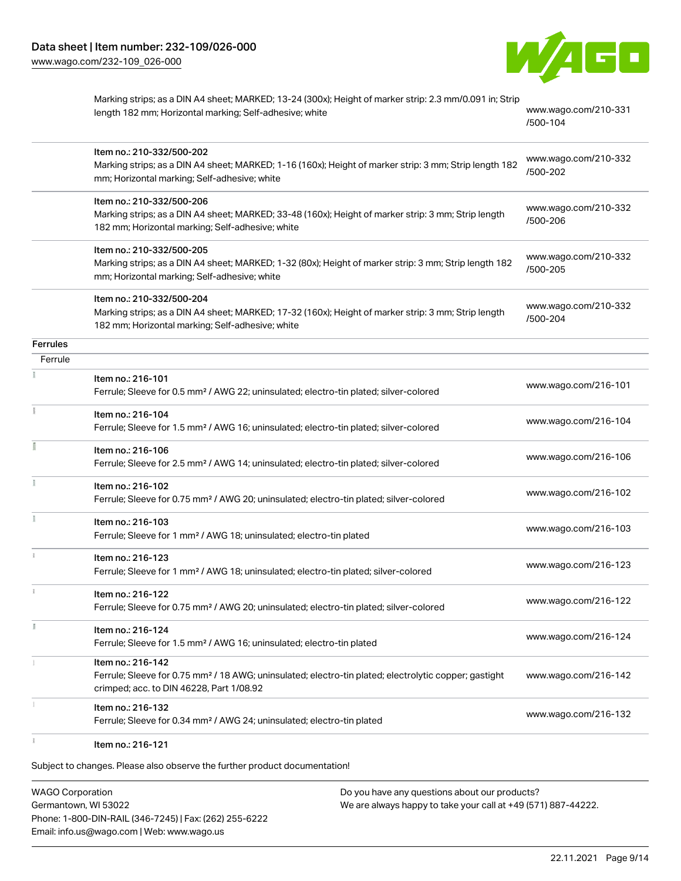| | Description | Link |
|---|---|---|
| | Marking strips; as a DIN A4 sheet; MARKED; 13-24 (300x); Height of marker strip: 2.3 mm/0.091 in; Strip length 182 mm; Horizontal marking; Self-adhesive; white | www.wago.com/210-331/500-104 |
| | Item no.: 210-332/500-202<br>Marking strips; as a DIN A4 sheet; MARKED; 1-16 (160x); Height of marker strip: 3 mm; Strip length 182 mm; Horizontal marking; Self-adhesive; white | www.wago.com/210-332/500-202 |
| | Item no.: 210-332/500-206<br>Marking strips; as a DIN A4 sheet; MARKED; 33-48 (160x); Height of marker strip: 3 mm; Strip length 182 mm; Horizontal marking; Self-adhesive; white | www.wago.com/210-332/500-206 |
| | Item no.: 210-332/500-205<br>Marking strips; as a DIN A4 sheet; MARKED; 1-32 (80x); Height of marker strip: 3 mm; Strip length 182 mm; Horizontal marking; Self-adhesive; white | www.wago.com/210-332/500-205 |
| | Item no.: 210-332/500-204<br>Marking strips; as a DIN A4 sheet; MARKED; 17-32 (160x); Height of marker strip: 3 mm; Strip length 182 mm; Horizontal marking; Self-adhesive; white | www.wago.com/210-332/500-204 |

**Ferrules**

Ferrule

| | Description | Link |
|---|---|---|
| | Item no.: 216-101<br>Ferrule; Sleeve for 0.5 mm² / AWG 22; uninsulated; electro-tin plated; silver-colored | www.wago.com/216-101 |
| | Item no.: 216-104<br>Ferrule; Sleeve for 1.5 mm² / AWG 16; uninsulated; electro-tin plated; silver-colored | www.wago.com/216-104 |
| | Item no.: 216-106<br>Ferrule; Sleeve for 2.5 mm² / AWG 14; uninsulated; electro-tin plated; silver-colored | www.wago.com/216-106 |
| | Item no.: 216-102<br>Ferrule; Sleeve for 0.75 mm² / AWG 20; uninsulated; electro-tin plated; silver-colored | www.wago.com/216-102 |
| | Item no.: 216-103<br>Ferrule; Sleeve for 1 mm² / AWG 18; uninsulated; electro-tin plated | www.wago.com/216-103 |
| | Item no.: 216-123<br>Ferrule; Sleeve for 1 mm² / AWG 18; uninsulated; electro-tin plated; silver-colored | www.wago.com/216-123 |
| | Item no.: 216-122<br>Ferrule; Sleeve for 0.75 mm² / AWG 20; uninsulated; electro-tin plated; silver-colored | www.wago.com/216-122 |
| | Item no.: 216-124<br>Ferrule; Sleeve for 1.5 mm² / AWG 16; uninsulated; electro-tin plated | www.wago.com/216-124 |
| | Item no.: 216-142<br>Ferrule; Sleeve for 0.75 mm² / 18 AWG; uninsulated; electro-tin plated; electrolytic copper; gastight crimped; acc. to DIN 46228, Part 1/08.92 | www.wago.com/216-142 |
| | Item no.: 216-132<br>Ferrule; Sleeve for 0.34 mm² / AWG 24; uninsulated; electro-tin plated | www.wago.com/216-132 |
| | Item no.: 216-121 | |

Subject to changes. Please also observe the further product documentation!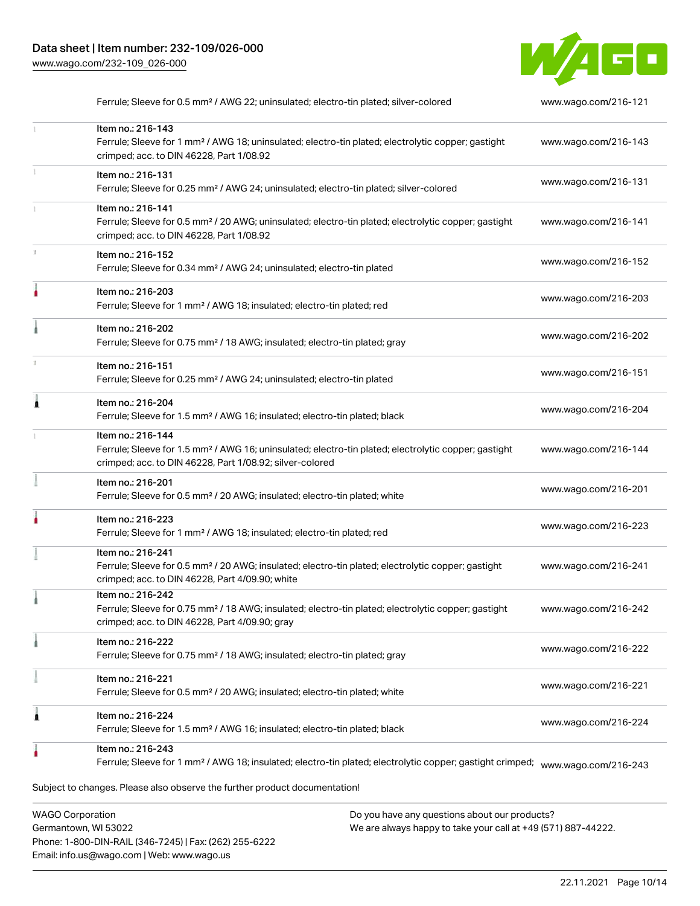| | Item | Link |
|---|---|---|
| | Ferrule; Sleeve for 0.5 mm² / AWG 22; uninsulated; electro-tin plated; silver-colored | www.wago.com/216-121 |
| | Item no.: 216-143<br>Ferrule; Sleeve for 1 mm² / AWG 18; uninsulated; electro-tin plated; electrolytic copper; gastight crimped; acc. to DIN 46228, Part 1/08.92 | www.wago.com/216-143 |
| | Item no.: 216-131<br>Ferrule; Sleeve for 0.25 mm² / AWG 24; uninsulated; electro-tin plated; silver-colored | www.wago.com/216-131 |
| | Item no.: 216-141<br>Ferrule; Sleeve for 0.5 mm² / 20 AWG; uninsulated; electro-tin plated; electrolytic copper; gastight crimped; acc. to DIN 46228, Part 1/08.92 | www.wago.com/216-141 |
| | Item no.: 216-152<br>Ferrule; Sleeve for 0.34 mm² / AWG 24; uninsulated; electro-tin plated | www.wago.com/216-152 |
| | Item no.: 216-203<br>Ferrule; Sleeve for 1 mm² / AWG 18; insulated; electro-tin plated; red | www.wago.com/216-203 |
| | Item no.: 216-202<br>Ferrule; Sleeve for 0.75 mm² / 18 AWG; insulated; electro-tin plated; gray | www.wago.com/216-202 |
| | Item no.: 216-151<br>Ferrule; Sleeve for 0.25 mm² / AWG 24; uninsulated; electro-tin plated | www.wago.com/216-151 |
| | Item no.: 216-204<br>Ferrule; Sleeve for 1.5 mm² / AWG 16; insulated; electro-tin plated; black | www.wago.com/216-204 |
| | Item no.: 216-144<br>Ferrule; Sleeve for 1.5 mm² / AWG 16; uninsulated; electro-tin plated; electrolytic copper; gastight crimped; acc. to DIN 46228, Part 1/08.92; silver-colored | www.wago.com/216-144 |
| | Item no.: 216-201<br>Ferrule; Sleeve for 0.5 mm² / 20 AWG; insulated; electro-tin plated; white | www.wago.com/216-201 |
| | Item no.: 216-223<br>Ferrule; Sleeve for 1 mm² / AWG 18; insulated; electro-tin plated; red | www.wago.com/216-223 |
| | Item no.: 216-241<br>Ferrule; Sleeve for 0.5 mm² / 20 AWG; insulated; electro-tin plated; electrolytic copper; gastight crimped; acc. to DIN 46228, Part 4/09.90; white | www.wago.com/216-241 |
| | Item no.: 216-242<br>Ferrule; Sleeve for 0.75 mm² / 18 AWG; insulated; electro-tin plated; electrolytic copper; gastight crimped; acc. to DIN 46228, Part 4/09.90; gray | www.wago.com/216-242 |
| | Item no.: 216-222<br>Ferrule; Sleeve for 0.75 mm² / 18 AWG; insulated; electro-tin plated; gray | www.wago.com/216-222 |
| | Item no.: 216-221<br>Ferrule; Sleeve for 0.5 mm² / 20 AWG; insulated; electro-tin plated; white | www.wago.com/216-221 |
| | Item no.: 216-224<br>Ferrule; Sleeve for 1.5 mm² / AWG 16; insulated; electro-tin plated; black | www.wago.com/216-224 |
| | Item no.: 216-243<br>Ferrule; Sleeve for 1 mm² / AWG 18; insulated; electro-tin plated; electrolytic copper; gastight crimped; | www.wago.com/216-243 |

Subject to changes. Please also observe the further product documentation!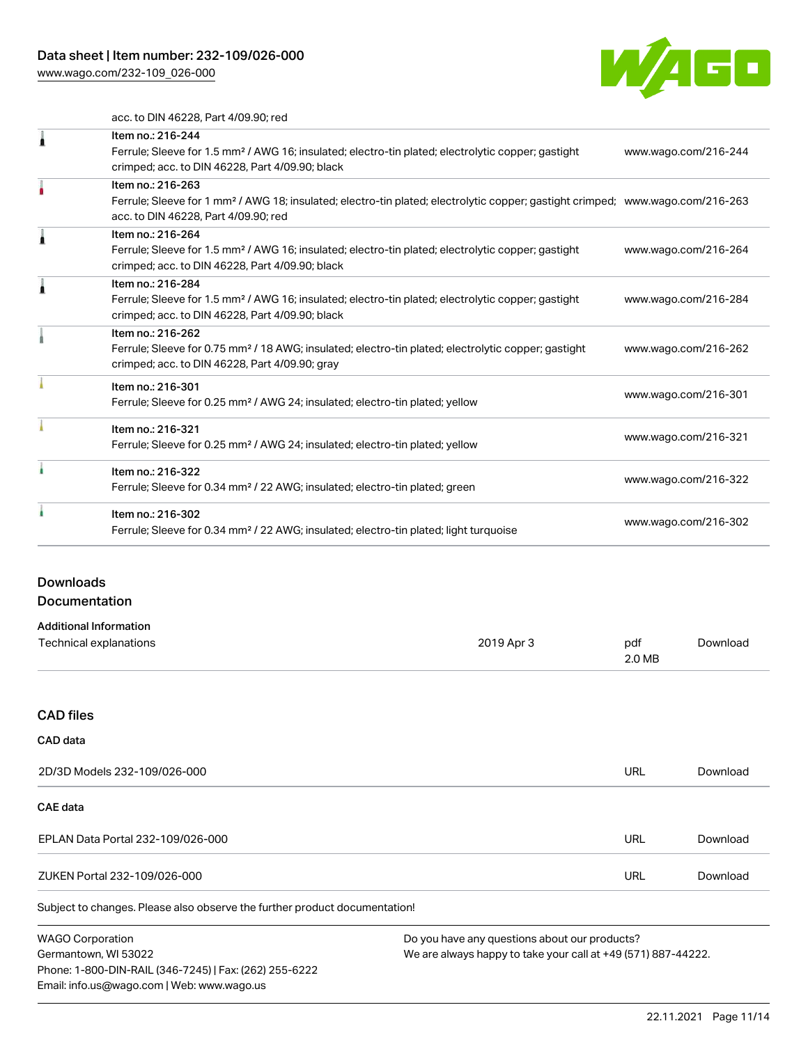acc. to DIN 46228, Part 4/09.90; red

| | | |
|---|---|---|
| | Item no.: 216-244<br>Ferrule; Sleeve for 1.5 mm² / AWG 16; insulated; electro-tin plated; electrolytic copper; gastight crimped; acc. to DIN 46228, Part 4/09.90; black | www.wago.com/216-244 |
| | Item no.: 216-263<br>Ferrule; Sleeve for 1 mm² / AWG 18; insulated; electro-tin plated; electrolytic copper; gastight crimped; acc. to DIN 46228, Part 4/09.90; red | www.wago.com/216-263 |
| | Item no.: 216-264<br>Ferrule; Sleeve for 1.5 mm² / AWG 16; insulated; electro-tin plated; electrolytic copper; gastight crimped; acc. to DIN 46228, Part 4/09.90; black | www.wago.com/216-264 |
| | Item no.: 216-284<br>Ferrule; Sleeve for 1.5 mm² / AWG 16; insulated; electro-tin plated; electrolytic copper; gastight crimped; acc. to DIN 46228, Part 4/09.90; black | www.wago.com/216-284 |
| | Item no.: 216-262<br>Ferrule; Sleeve for 0.75 mm² / 18 AWG; insulated; electro-tin plated; electrolytic copper; gastight crimped; acc. to DIN 46228, Part 4/09.90; gray | www.wago.com/216-262 |
| | Item no.: 216-301<br>Ferrule; Sleeve for 0.25 mm² / AWG 24; insulated; electro-tin plated; yellow | www.wago.com/216-301 |
| | Item no.: 216-321<br>Ferrule; Sleeve for 0.25 mm² / AWG 24; insulated; electro-tin plated; yellow | www.wago.com/216-321 |
| | Item no.: 216-322<br>Ferrule; Sleeve for 0.34 mm² / 22 AWG; insulated; electro-tin plated; green | www.wago.com/216-322 |
| | Item no.: 216-302<br>Ferrule; Sleeve for 0.34 mm² / 22 AWG; insulated; electro-tin plated; light turquoise | www.wago.com/216-302 |

## Downloads

### Documentation

**Additional Information**

| | | | |
|---|---|---|---|
| Technical explanations | 2019 Apr 3 | pdf<br>2.0 MB | Download |

### CAD files

**CAD data**

| | | |
|---|---|---|
| 2D/3D Models 232-109/026-000 | URL | Download |

**CAE data**

| | | |
|---|---|---|
| EPLAN Data Portal 232-109/026-000 | URL | Download |
| ZUKEN Portal 232-109/026-000 | URL | Download |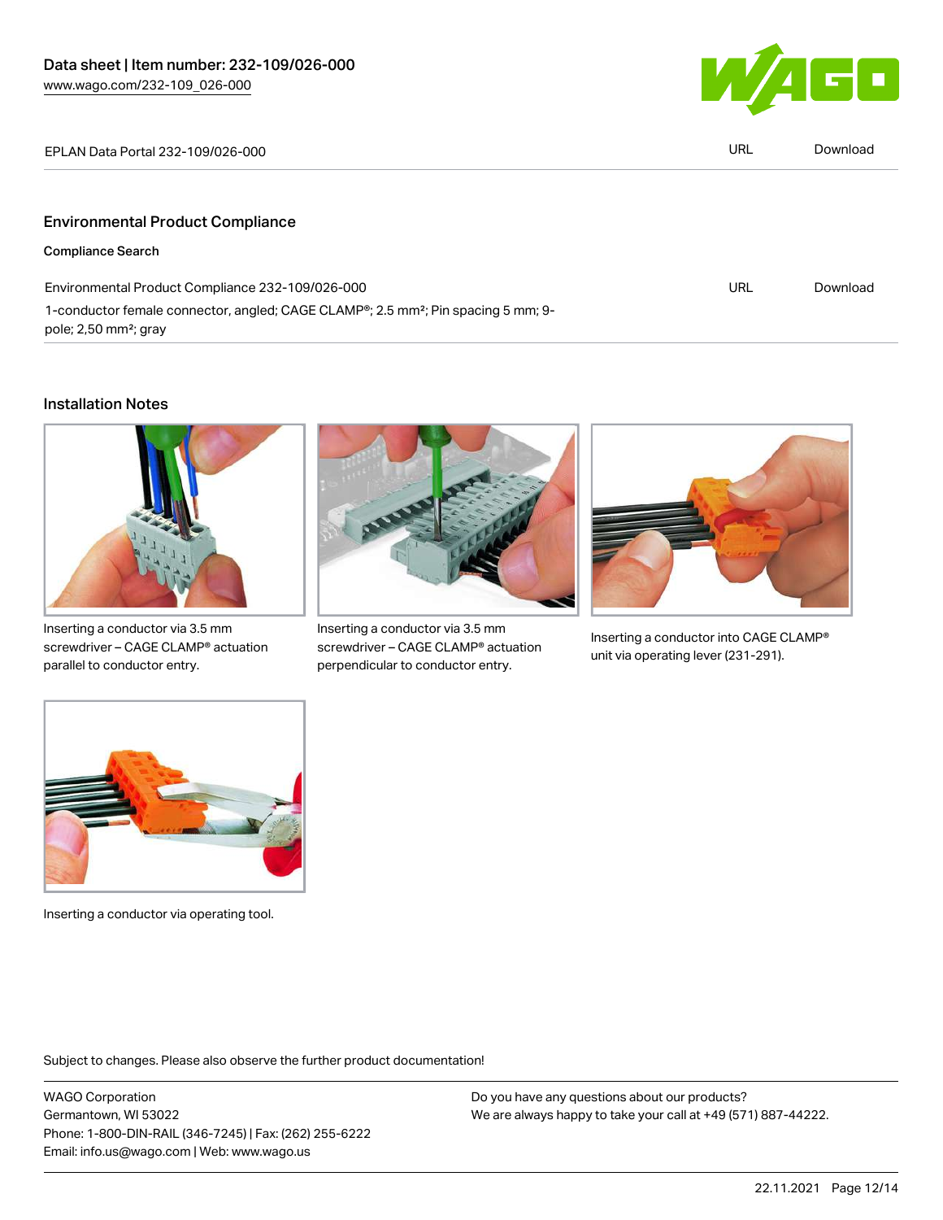| EPLAN Data Portal 232-109/026-000 | URL | Download |
| --- | --- | --- |

## Environmental Product Compliance

### Compliance Search

| Environmental Product Compliance 232-109/026-000 | URL | Download |
| --- | --- | --- |
| 1-conductor female connector, angled; CAGE CLAMP®; 2.5 mm²; Pin spacing 5 mm; 9-pole; 2,50 mm²; gray | | |

## Installation Notes

Inserting a conductor via 3.5 mm screwdriver – CAGE CLAMP® actuation parallel to conductor entry.

Inserting a conductor via 3.5 mm screwdriver – CAGE CLAMP® actuation perpendicular to conductor entry.

Inserting a conductor into CAGE CLAMP® unit via operating lever (231-291).

Inserting a conductor via operating tool.

Subject to changes. Please also observe the further product documentation!

WAGO Corporation
Germantown, WI 53022
Phone: 1-800-DIN-RAIL (346-7245) | Fax: (262) 255-6222
Email: info.us@wago.com | Web: www.wago.us

Do you have any questions about our products?
We are always happy to take your call at +49 (571) 887-44222.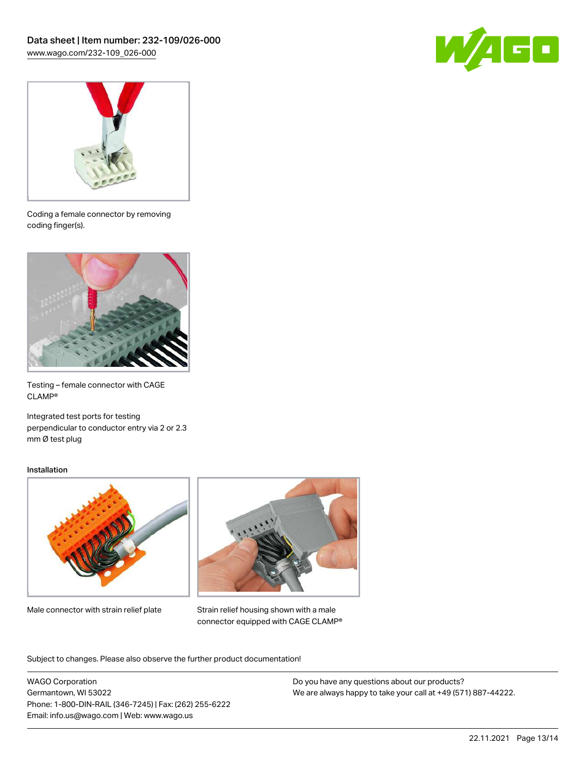Coding a female connector by removing coding finger(s).

Testing – female connector with CAGE CLAMP®

Integrated test ports for testing perpendicular to conductor entry via 2 or 2.3 mm Ø test plug

Installation

Male connector with strain relief plate

Strain relief housing shown with a male connector equipped with CAGE CLAMP®

Subject to changes. Please also observe the further product documentation!

WAGO Corporation
Germantown, WI 53022
Phone: 1-800-DIN-RAIL (346-7245) | Fax: (262) 255-6222
Email: info.us@wago.com | Web: www.wago.us

Do you have any questions about our products?
We are always happy to take your call at +49 (571) 887-44222.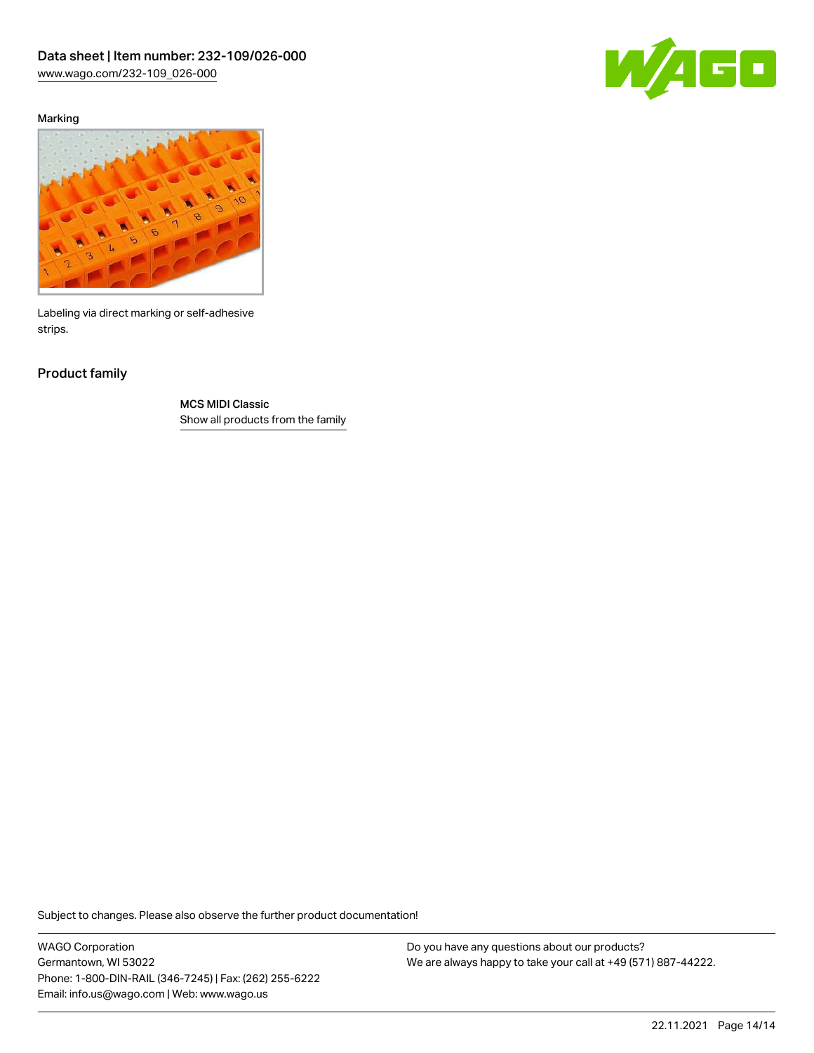Marking

Labeling via direct marking or self-adhesive strips.

## Product family

MCS MIDI Classic
Show all products from the family

Subject to changes. Please also observe the further product documentation!

WAGO Corporation
Germantown, WI 53022
Phone: 1-800-DIN-RAIL (346-7245) | Fax: (262) 255-6222
Email: info.us@wago.com | Web: www.wago.us

Do you have any questions about our products?
We are always happy to take your call at +49 (571) 887-44222.